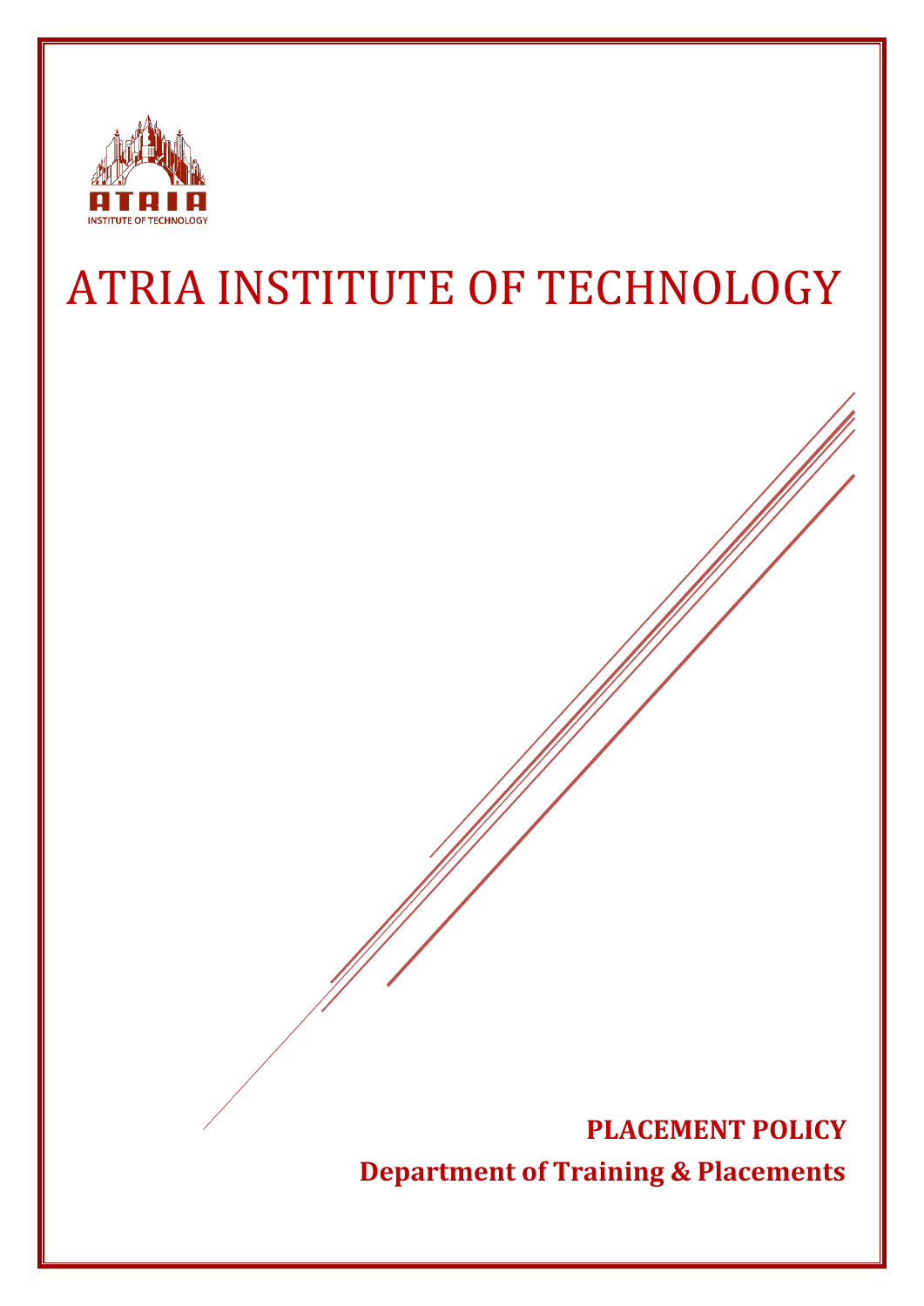ATRIA
INSTITUTE OF TECHNOLOGY

# ATRIA INSTITUTE OF TECHNOLOGY

**PLACEMENT POLICY**

**Department of Training & Placements**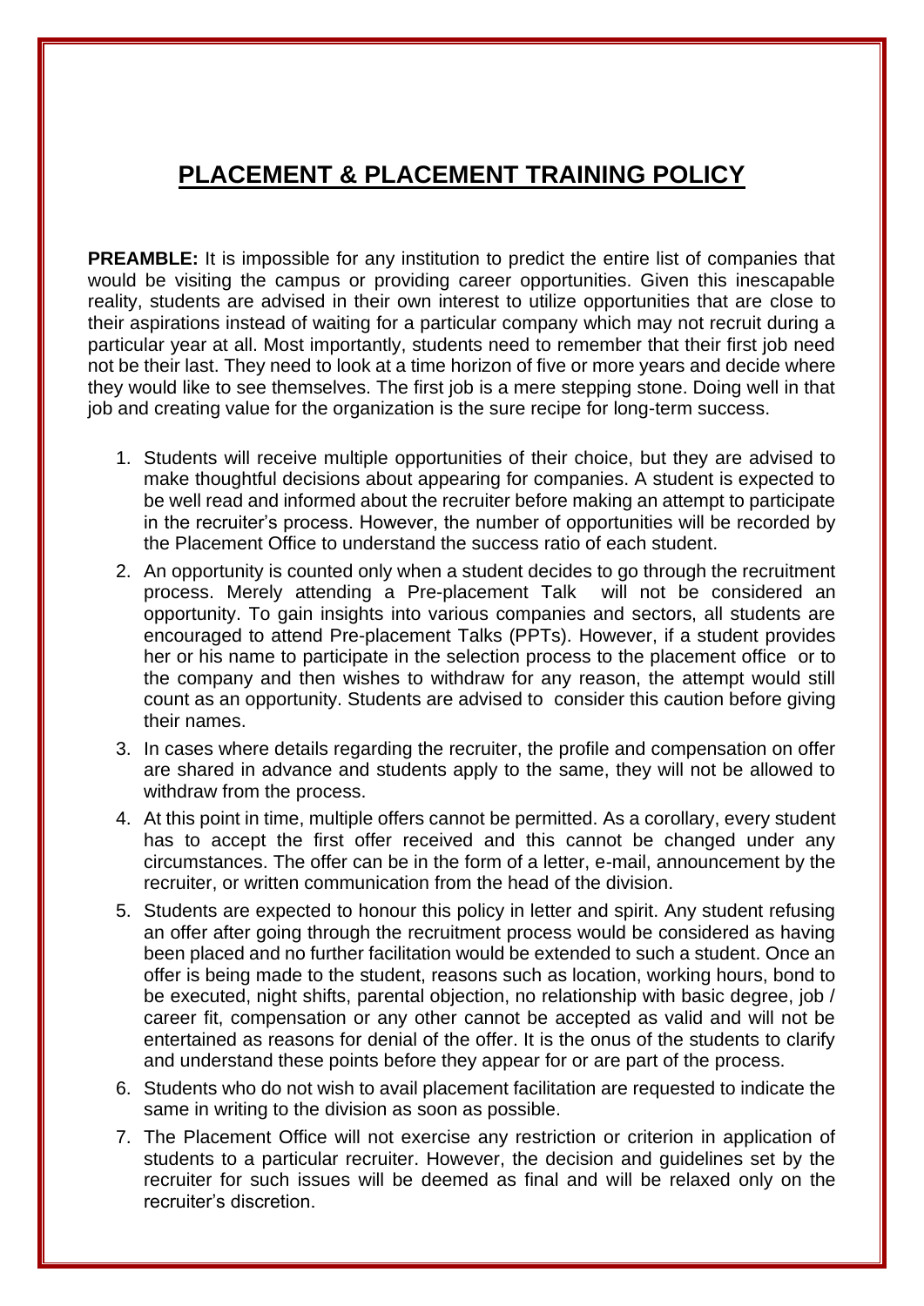# PLACEMENT & PLACEMENT TRAINING POLICY

**PREAMBLE:** It is impossible for any institution to predict the entire list of companies that would be visiting the campus or providing career opportunities. Given this inescapable reality, students are advised in their own interest to utilize opportunities that are close to their aspirations instead of waiting for a particular company which may not recruit during a particular year at all. Most importantly, students need to remember that their first job need not be their last. They need to look at a time horizon of five or more years and decide where they would like to see themselves. The first job is a mere stepping stone. Doing well in that job and creating value for the organization is the sure recipe for long-term success.

1. Students will receive multiple opportunities of their choice, but they are advised to make thoughtful decisions about appearing for companies. A student is expected to be well read and informed about the recruiter before making an attempt to participate in the recruiter's process. However, the number of opportunities will be recorded by the Placement Office to understand the success ratio of each student.
2. An opportunity is counted only when a student decides to go through the recruitment process. Merely attending a Pre-placement Talk will not be considered an opportunity. To gain insights into various companies and sectors, all students are encouraged to attend Pre-placement Talks (PPTs). However, if a student provides her or his name to participate in the selection process to the placement office or to the company and then wishes to withdraw for any reason, the attempt would still count as an opportunity. Students are advised to consider this caution before giving their names.
3. In cases where details regarding the recruiter, the profile and compensation on offer are shared in advance and students apply to the same, they will not be allowed to withdraw from the process.
4. At this point in time, multiple offers cannot be permitted. As a corollary, every student has to accept the first offer received and this cannot be changed under any circumstances. The offer can be in the form of a letter, e-mail, announcement by the recruiter, or written communication from the head of the division.
5. Students are expected to honour this policy in letter and spirit. Any student refusing an offer after going through the recruitment process would be considered as having been placed and no further facilitation would be extended to such a student. Once an offer is being made to the student, reasons such as location, working hours, bond to be executed, night shifts, parental objection, no relationship with basic degree, job / career fit, compensation or any other cannot be accepted as valid and will not be entertained as reasons for denial of the offer. It is the onus of the students to clarify and understand these points before they appear for or are part of the process.
6. Students who do not wish to avail placement facilitation are requested to indicate the same in writing to the division as soon as possible.
7. The Placement Office will not exercise any restriction or criterion in application of students to a particular recruiter. However, the decision and guidelines set by the recruiter for such issues will be deemed as final and will be relaxed only on the recruiter's discretion.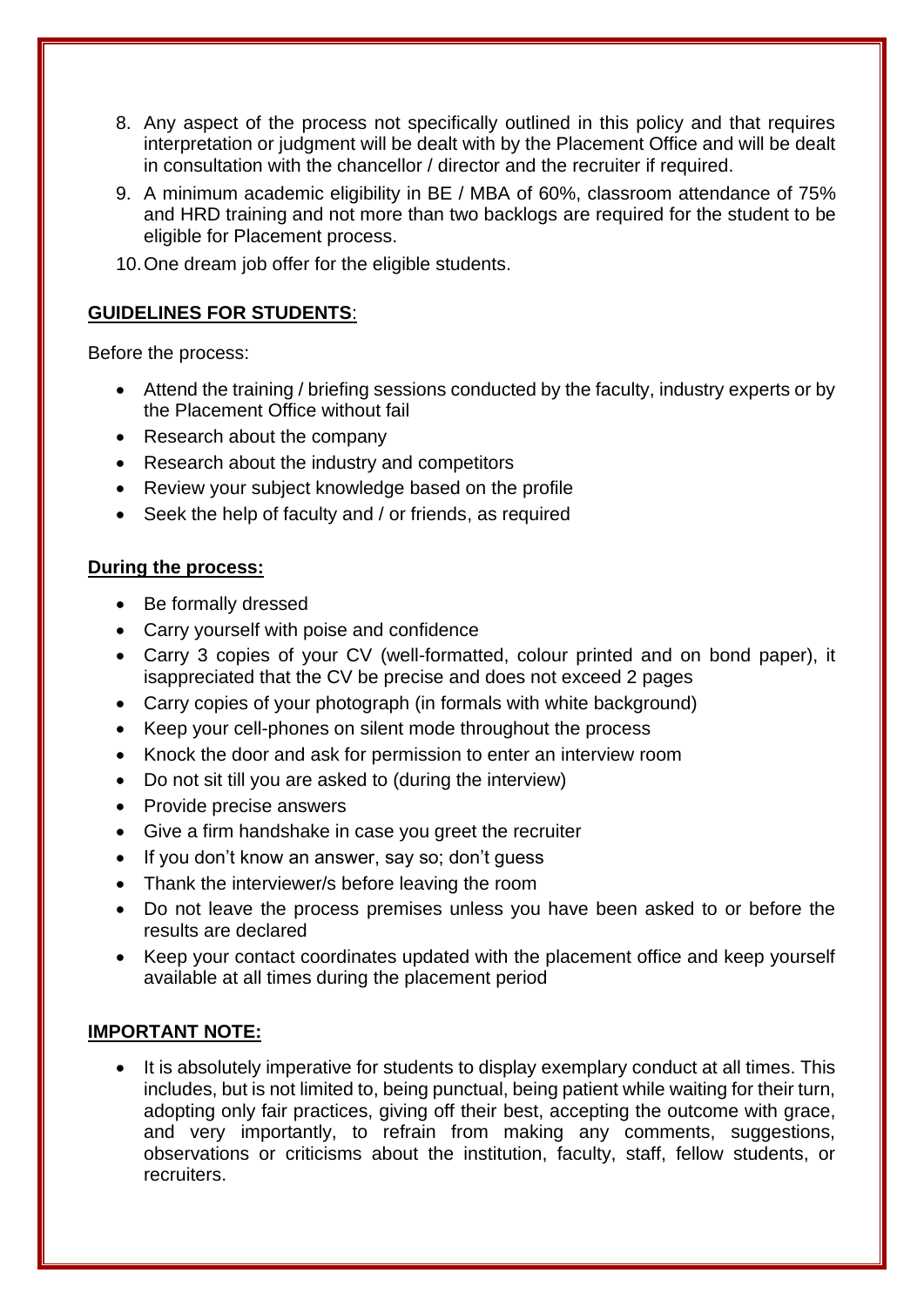8. Any aspect of the process not specifically outlined in this policy and that requires interpretation or judgment will be dealt with by the Placement Office and will be dealt in consultation with the chancellor / director and the recruiter if required.
9. A minimum academic eligibility in BE / MBA of 60%, classroom attendance of 75% and HRD training and not more than two backlogs are required for the student to be eligible for Placement process.
10. One dream job offer for the eligible students.

**GUIDELINES FOR STUDENTS**:

Before the process:

- Attend the training / briefing sessions conducted by the faculty, industry experts or by the Placement Office without fail
- Research about the company
- Research about the industry and competitors
- Review your subject knowledge based on the profile
- Seek the help of faculty and / or friends, as required

**During the process:**

- Be formally dressed
- Carry yourself with poise and confidence
- Carry 3 copies of your CV (well-formatted, colour printed and on bond paper), it isappreciated that the CV be precise and does not exceed 2 pages
- Carry copies of your photograph (in formals with white background)
- Keep your cell-phones on silent mode throughout the process
- Knock the door and ask for permission to enter an interview room
- Do not sit till you are asked to (during the interview)
- Provide precise answers
- Give a firm handshake in case you greet the recruiter
- If you don't know an answer, say so; don't guess
- Thank the interviewer/s before leaving the room
- Do not leave the process premises unless you have been asked to or before the results are declared
- Keep your contact coordinates updated with the placement office and keep yourself available at all times during the placement period

**IMPORTANT NOTE:**

- It is absolutely imperative for students to display exemplary conduct at all times. This includes, but is not limited to, being punctual, being patient while waiting for their turn, adopting only fair practices, giving off their best, accepting the outcome with grace, and very importantly, to refrain from making any comments, suggestions, observations or criticisms about the institution, faculty, staff, fellow students, or recruiters.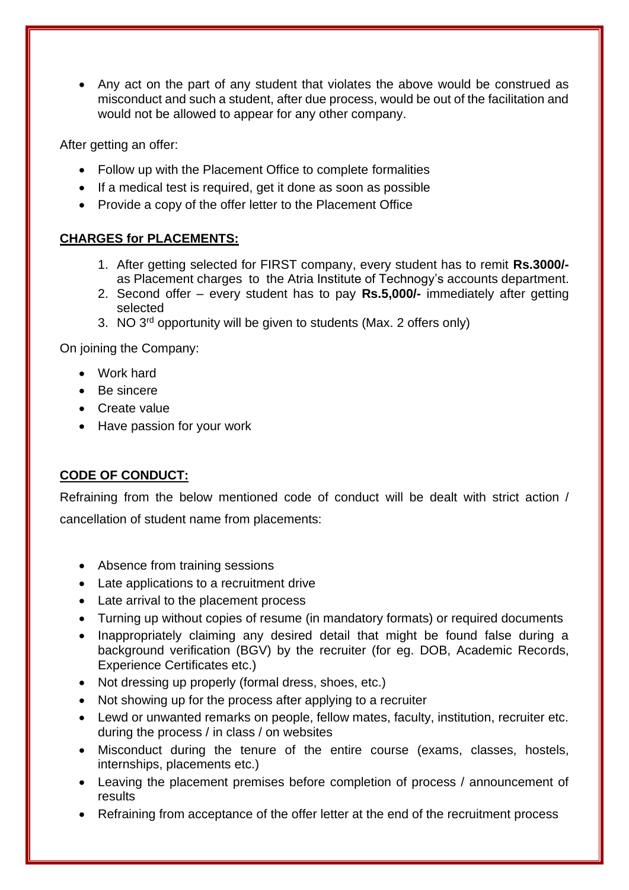- Any act on the part of any student that violates the above would be construed as misconduct and such a student, after due process, would be out of the facilitation and would not be allowed to appear for any other company.

After getting an offer:

- Follow up with the Placement Office to complete formalities
- If a medical test is required, get it done as soon as possible
- Provide a copy of the offer letter to the Placement Office

## CHARGES for PLACEMENTS:

1. After getting selected for FIRST company, every student has to remit **Rs.3000/-** as Placement charges to the Atria Institute of Technogy's accounts department.
2. Second offer – every student has to pay **Rs.5,000/-** immediately after getting selected
3. NO 3rd opportunity will be given to students (Max. 2 offers only)

On joining the Company:

- Work hard
- Be sincere
- Create value
- Have passion for your work

## CODE OF CONDUCT:

Refraining from the below mentioned code of conduct will be dealt with strict action / cancellation of student name from placements:

- Absence from training sessions
- Late applications to a recruitment drive
- Late arrival to the placement process
- Turning up without copies of resume (in mandatory formats) or required documents
- Inappropriately claiming any desired detail that might be found false during a background verification (BGV) by the recruiter (for eg. DOB, Academic Records, Experience Certificates etc.)
- Not dressing up properly (formal dress, shoes, etc.)
- Not showing up for the process after applying to a recruiter
- Lewd or unwanted remarks on people, fellow mates, faculty, institution, recruiter etc. during the process / in class / on websites
- Misconduct during the tenure of the entire course (exams, classes, hostels, internships, placements etc.)
- Leaving the placement premises before completion of process / announcement of results
- Refraining from acceptance of the offer letter at the end of the recruitment process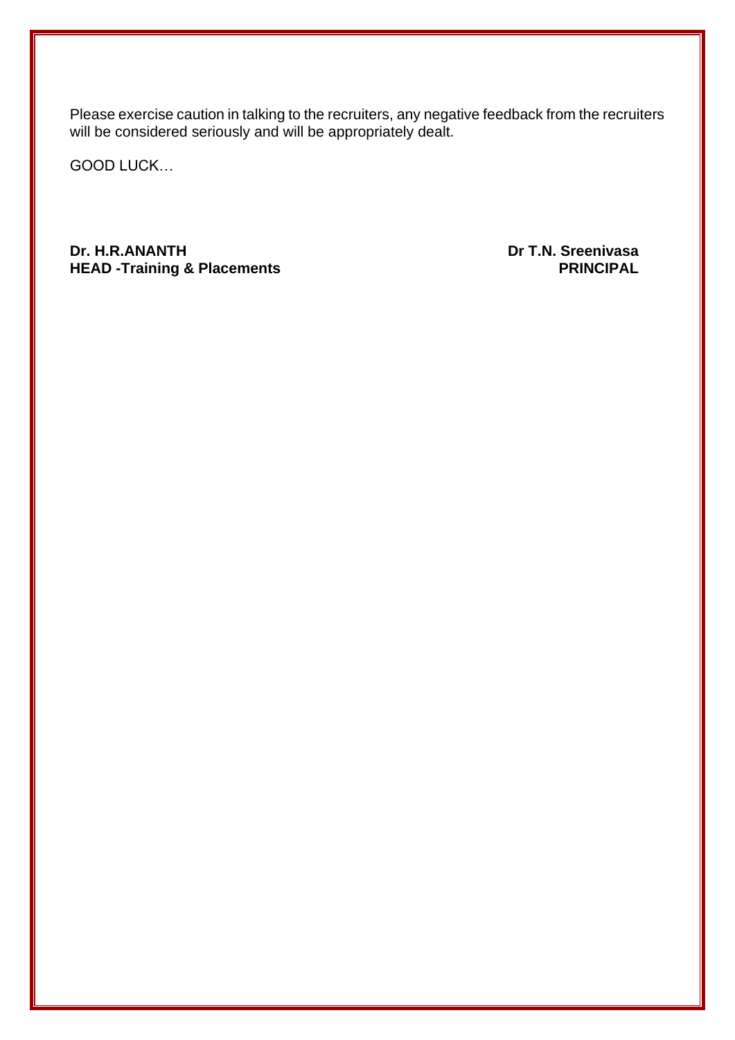Please exercise caution in talking to the recruiters, any negative feedback from the recruiters will be considered seriously and will be appropriately dealt.

GOOD LUCK…

**Dr. H.R.ANANTH**
**HEAD -Training & Placements**

**Dr T.N. Sreenivasa**
**PRINCIPAL**